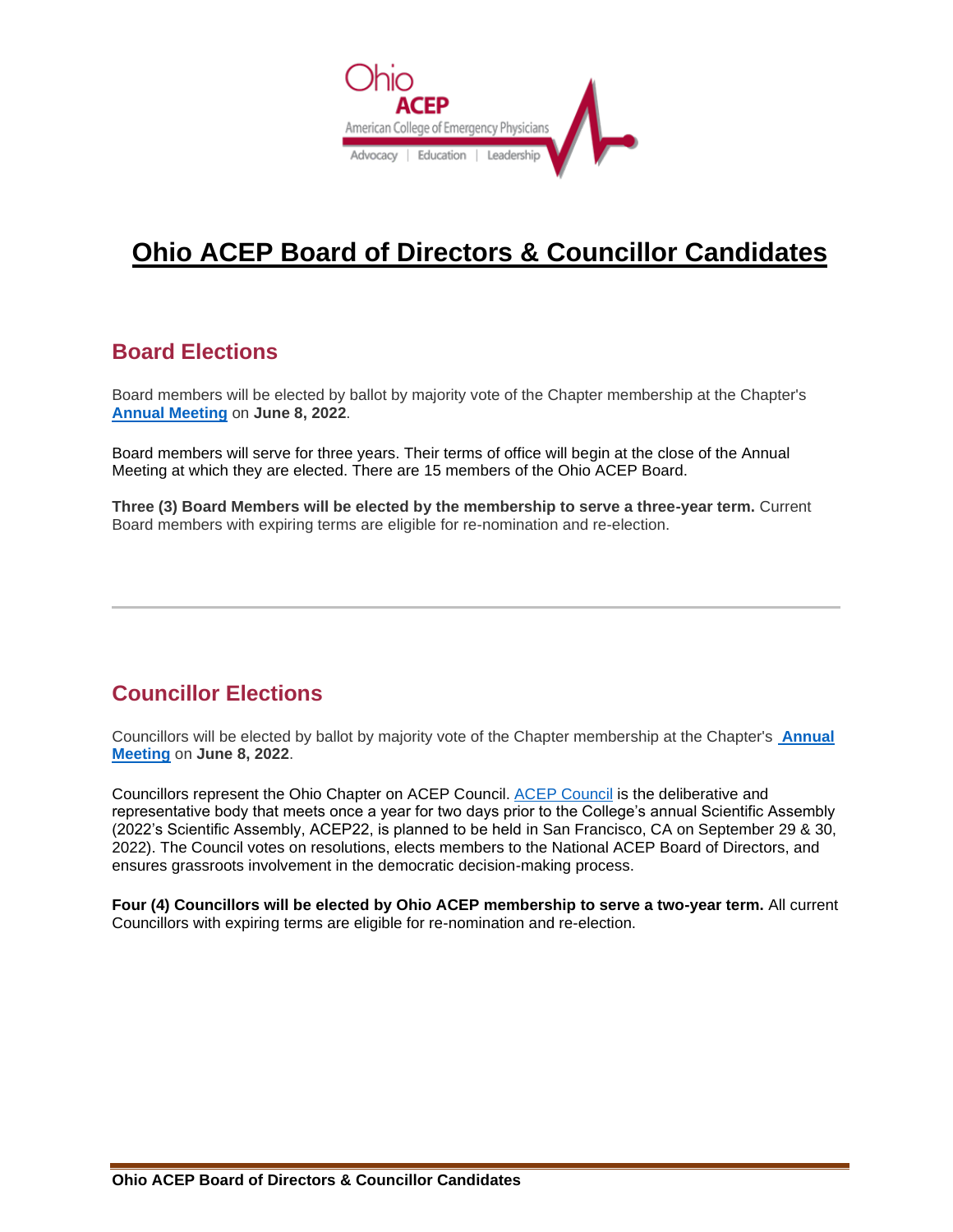# Ohio ACEP Board of Directors & Councillor Candidates

## Board Elections

Board members will be elected by ballot by majority vote of the Chapter membership at the Chapter's **Annual Meeting** on **June 8, 2022**.

Board members will serve for three years. Their terms of office will begin at the close of the Annual Meeting at which they are elected. There are 15 members of the Ohio ACEP Board.

**Three (3) Board Members will be elected by the membership to serve a three-year term.** Current Board members with expiring terms are eligible for re-nomination and re-election.

---

## Councillor Elections

Councillors will be elected by ballot by majority vote of the Chapter membership at the Chapter's **Annual Meeting** on **June 8, 2022**.

Councillors represent the Ohio Chapter on ACEP Council. ACEP Council is the deliberative and representative body that meets once a year for two days prior to the College's annual Scientific Assembly (2022's Scientific Assembly, ACEP22, is planned to be held in San Francisco, CA on September 29 & 30, 2022). The Council votes on resolutions, elects members to the National ACEP Board of Directors, and ensures grassroots involvement in the democratic decision-making process.

**Four (4) Councillors will be elected by Ohio ACEP membership to serve a two-year term.** All current Councillors with expiring terms are eligible for re-nomination and re-election.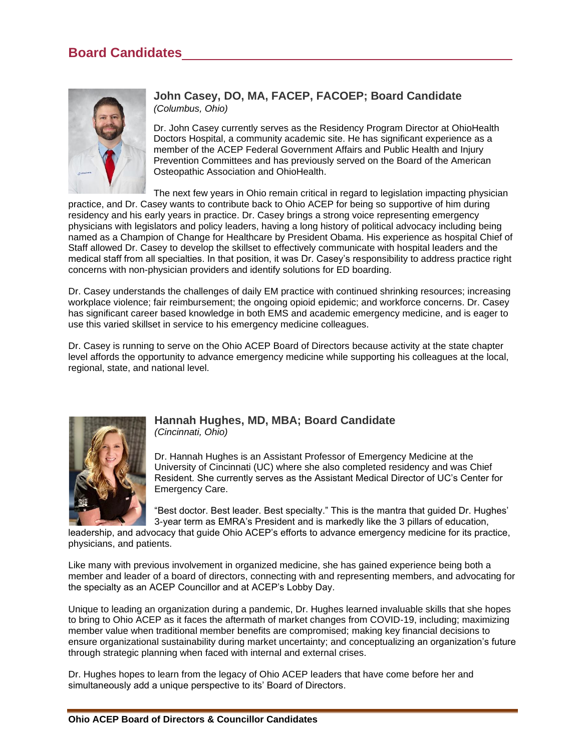## Board Candidates

### John Casey, DO, MA, FACEP, FACOEP; Board Candidate
*(Columbus, Ohio)*

Dr. John Casey currently serves as the Residency Program Director at OhioHealth Doctors Hospital, a community academic site. He has significant experience as a member of the ACEP Federal Government Affairs and Public Health and Injury Prevention Committees and has previously served on the Board of the American Osteopathic Association and OhioHealth.

The next few years in Ohio remain critical in regard to legislation impacting physician practice, and Dr. Casey wants to contribute back to Ohio ACEP for being so supportive of him during residency and his early years in practice. Dr. Casey brings a strong voice representing emergency physicians with legislators and policy leaders, having a long history of political advocacy including being named as a Champion of Change for Healthcare by President Obama. His experience as hospital Chief of Staff allowed Dr. Casey to develop the skillset to effectively communicate with hospital leaders and the medical staff from all specialties. In that position, it was Dr. Casey's responsibility to address practice right concerns with non-physician providers and identify solutions for ED boarding.

Dr. Casey understands the challenges of daily EM practice with continued shrinking resources; increasing workplace violence; fair reimbursement; the ongoing opioid epidemic; and workforce concerns. Dr. Casey has significant career based knowledge in both EMS and academic emergency medicine, and is eager to use this varied skillset in service to his emergency medicine colleagues.

Dr. Casey is running to serve on the Ohio ACEP Board of Directors because activity at the state chapter level affords the opportunity to advance emergency medicine while supporting his colleagues at the local, regional, state, and national level.

### Hannah Hughes, MD, MBA; Board Candidate
*(Cincinnati, Ohio)*

Dr. Hannah Hughes is an Assistant Professor of Emergency Medicine at the University of Cincinnati (UC) where she also completed residency and was Chief Resident. She currently serves as the Assistant Medical Director of UC's Center for Emergency Care.

"Best doctor. Best leader. Best specialty." This is the mantra that guided Dr. Hughes' 3-year term as EMRA's President and is markedly like the 3 pillars of education, leadership, and advocacy that guide Ohio ACEP's efforts to advance emergency medicine for its practice, physicians, and patients.

Like many with previous involvement in organized medicine, she has gained experience being both a member and leader of a board of directors, connecting with and representing members, and advocating for the specialty as an ACEP Councillor and at ACEP's Lobby Day.

Unique to leading an organization during a pandemic, Dr. Hughes learned invaluable skills that she hopes to bring to Ohio ACEP as it faces the aftermath of market changes from COVID-19, including; maximizing member value when traditional member benefits are compromised; making key financial decisions to ensure organizational sustainability during market uncertainty; and conceptualizing an organization's future through strategic planning when faced with internal and external crises.

Dr. Hughes hopes to learn from the legacy of Ohio ACEP leaders that have come before her and simultaneously add a unique perspective to its' Board of Directors.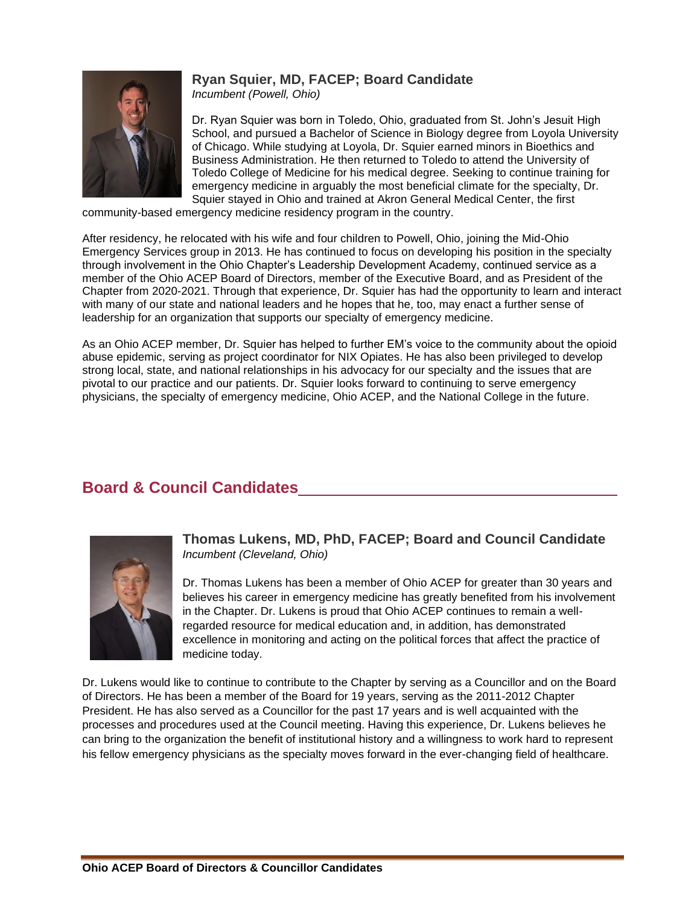### Ryan Squier, MD, FACEP; Board Candidate

*Incumbent (Powell, Ohio)*

Dr. Ryan Squier was born in Toledo, Ohio, graduated from St. John's Jesuit High School, and pursued a Bachelor of Science in Biology degree from Loyola University of Chicago. While studying at Loyola, Dr. Squier earned minors in Bioethics and Business Administration. He then returned to Toledo to attend the University of Toledo College of Medicine for his medical degree. Seeking to continue training for emergency medicine in arguably the most beneficial climate for the specialty, Dr. Squier stayed in Ohio and trained at Akron General Medical Center, the first community-based emergency medicine residency program in the country.

After residency, he relocated with his wife and four children to Powell, Ohio, joining the Mid-Ohio Emergency Services group in 2013. He has continued to focus on developing his position in the specialty through involvement in the Ohio Chapter's Leadership Development Academy, continued service as a member of the Ohio ACEP Board of Directors, member of the Executive Board, and as President of the Chapter from 2020-2021. Through that experience, Dr. Squier has had the opportunity to learn and interact with many of our state and national leaders and he hopes that he, too, may enact a further sense of leadership for an organization that supports our specialty of emergency medicine.

As an Ohio ACEP member, Dr. Squier has helped to further EM's voice to the community about the opioid abuse epidemic, serving as project coordinator for NIX Opiates. He has also been privileged to develop strong local, state, and national relationships in his advocacy for our specialty and the issues that are pivotal to our practice and our patients. Dr. Squier looks forward to continuing to serve emergency physicians, the specialty of emergency medicine, Ohio ACEP, and the National College in the future.

## Board & Council Candidates

### Thomas Lukens, MD, PhD, FACEP; Board and Council Candidate

*Incumbent (Cleveland, Ohio)*

Dr. Thomas Lukens has been a member of Ohio ACEP for greater than 30 years and believes his career in emergency medicine has greatly benefited from his involvement in the Chapter. Dr. Lukens is proud that Ohio ACEP continues to remain a well-regarded resource for medical education and, in addition, has demonstrated excellence in monitoring and acting on the political forces that affect the practice of medicine today.

Dr. Lukens would like to continue to contribute to the Chapter by serving as a Councillor and on the Board of Directors. He has been a member of the Board for 19 years, serving as the 2011-2012 Chapter President. He has also served as a Councillor for the past 17 years and is well acquainted with the processes and procedures used at the Council meeting. Having this experience, Dr. Lukens believes he can bring to the organization the benefit of institutional history and a willingness to work hard to represent his fellow emergency physicians as the specialty moves forward in the ever-changing field of healthcare.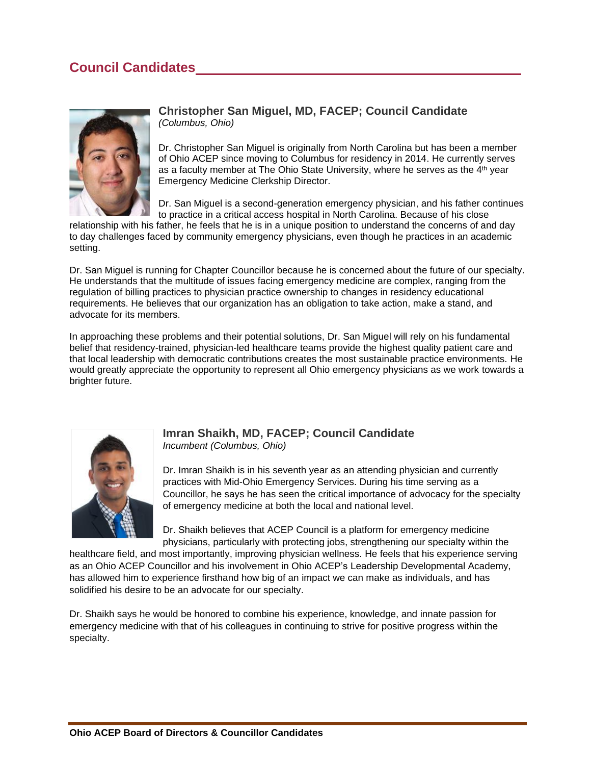## Council Candidates

### Christopher San Miguel, MD, FACEP; Council Candidate

*(Columbus, Ohio)*

Dr. Christopher San Miguel is originally from North Carolina but has been a member of Ohio ACEP since moving to Columbus for residency in 2014. He currently serves as a faculty member at The Ohio State University, where he serves as the 4th year Emergency Medicine Clerkship Director.

Dr. San Miguel is a second-generation emergency physician, and his father continues to practice in a critical access hospital in North Carolina. Because of his close relationship with his father, he feels that he is in a unique position to understand the concerns of and day to day challenges faced by community emergency physicians, even though he practices in an academic setting.

Dr. San Miguel is running for Chapter Councillor because he is concerned about the future of our specialty. He understands that the multitude of issues facing emergency medicine are complex, ranging from the regulation of billing practices to physician practice ownership to changes in residency educational requirements. He believes that our organization has an obligation to take action, make a stand, and advocate for its members.

In approaching these problems and their potential solutions, Dr. San Miguel will rely on his fundamental belief that residency-trained, physician-led healthcare teams provide the highest quality patient care and that local leadership with democratic contributions creates the most sustainable practice environments. He would greatly appreciate the opportunity to represent all Ohio emergency physicians as we work towards a brighter future.

### Imran Shaikh, MD, FACEP; Council Candidate

*Incumbent (Columbus, Ohio)*

Dr. Imran Shaikh is in his seventh year as an attending physician and currently practices with Mid-Ohio Emergency Services. During his time serving as a Councillor, he says he has seen the critical importance of advocacy for the specialty of emergency medicine at both the local and national level.

Dr. Shaikh believes that ACEP Council is a platform for emergency medicine physicians, particularly with protecting jobs, strengthening our specialty within the healthcare field, and most importantly, improving physician wellness. He feels that his experience serving as an Ohio ACEP Councillor and his involvement in Ohio ACEP's Leadership Developmental Academy, has allowed him to experience firsthand how big of an impact we can make as individuals, and has solidified his desire to be an advocate for our specialty.

Dr. Shaikh says he would be honored to combine his experience, knowledge, and innate passion for emergency medicine with that of his colleagues in continuing to strive for positive progress within the specialty.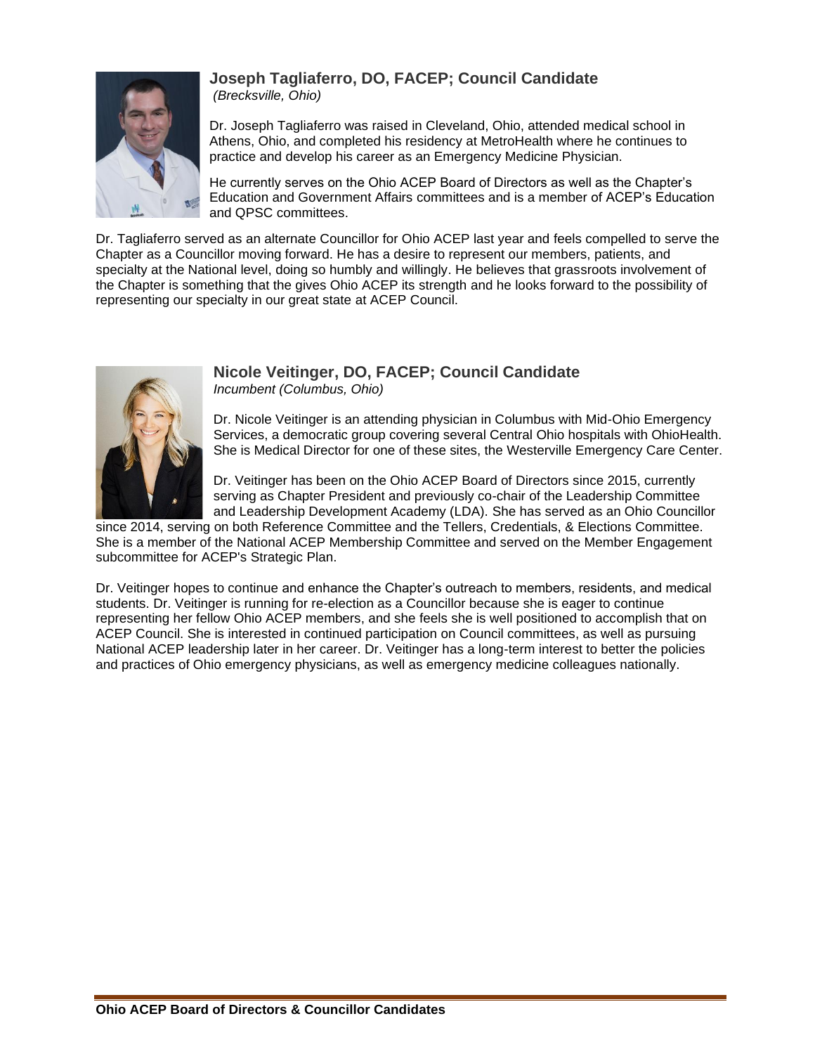### Joseph Tagliaferro, DO, FACEP; Council Candidate

*(Brecksville, Ohio)*

Dr. Joseph Tagliaferro was raised in Cleveland, Ohio, attended medical school in Athens, Ohio, and completed his residency at MetroHealth where he continues to practice and develop his career as an Emergency Medicine Physician.

He currently serves on the Ohio ACEP Board of Directors as well as the Chapter's Education and Government Affairs committees and is a member of ACEP's Education and QPSC committees.

Dr. Tagliaferro served as an alternate Councillor for Ohio ACEP last year and feels compelled to serve the Chapter as a Councillor moving forward. He has a desire to represent our members, patients, and specialty at the National level, doing so humbly and willingly. He believes that grassroots involvement of the Chapter is something that the gives Ohio ACEP its strength and he looks forward to the possibility of representing our specialty in our great state at ACEP Council.

### Nicole Veitinger, DO, FACEP; Council Candidate

*Incumbent (Columbus, Ohio)*

Dr. Nicole Veitinger is an attending physician in Columbus with Mid-Ohio Emergency Services, a democratic group covering several Central Ohio hospitals with OhioHealth. She is Medical Director for one of these sites, the Westerville Emergency Care Center.

Dr. Veitinger has been on the Ohio ACEP Board of Directors since 2015, currently serving as Chapter President and previously co-chair of the Leadership Committee and Leadership Development Academy (LDA). She has served as an Ohio Councillor since 2014, serving on both Reference Committee and the Tellers, Credentials, & Elections Committee. She is a member of the National ACEP Membership Committee and served on the Member Engagement subcommittee for ACEP's Strategic Plan.

Dr. Veitinger hopes to continue and enhance the Chapter's outreach to members, residents, and medical students. Dr. Veitinger is running for re-election as a Councillor because she is eager to continue representing her fellow Ohio ACEP members, and she feels she is well positioned to accomplish that on ACEP Council. She is interested in continued participation on Council committees, as well as pursuing National ACEP leadership later in her career. Dr. Veitinger has a long-term interest to better the policies and practices of Ohio emergency physicians, as well as emergency medicine colleagues nationally.